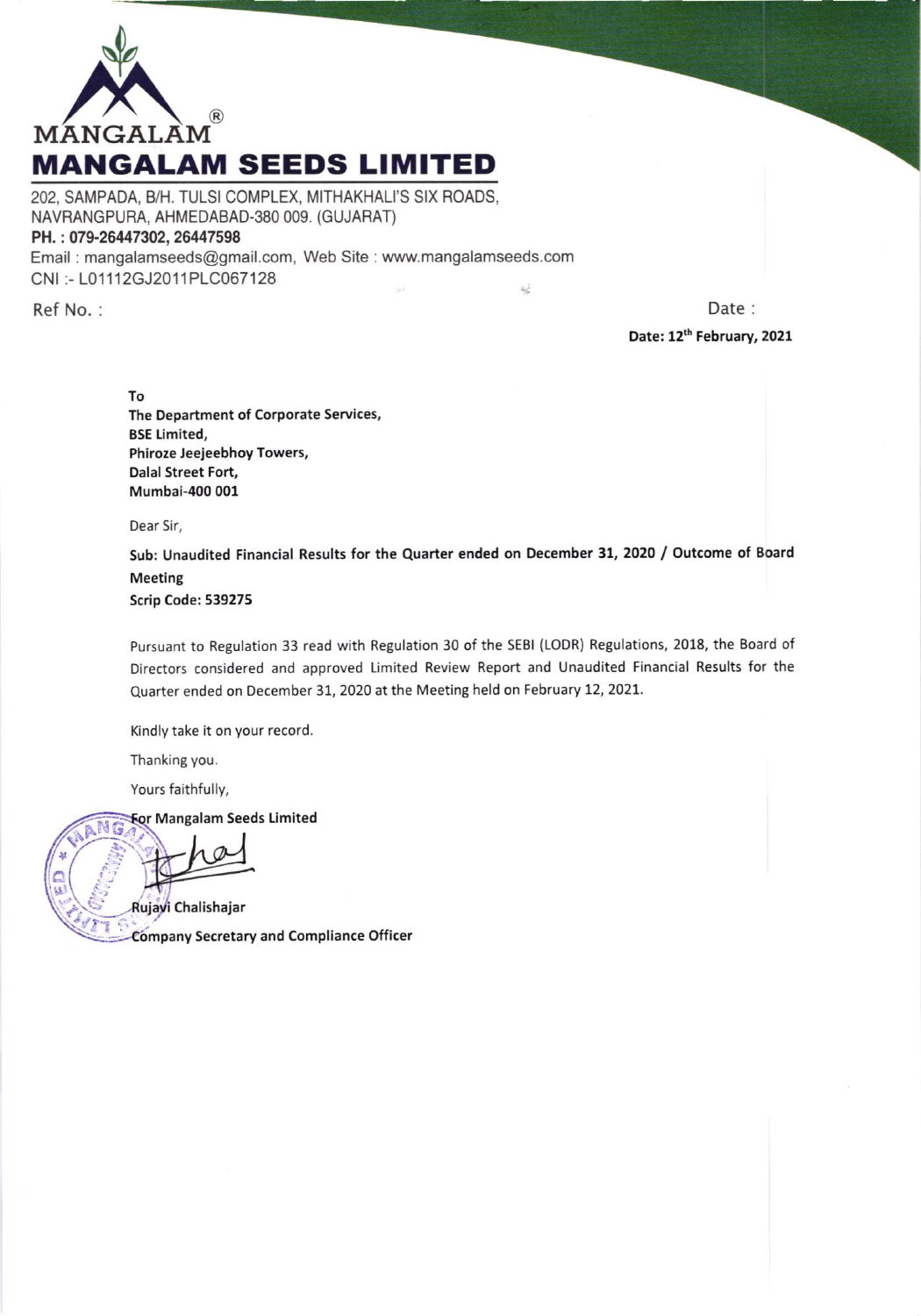MANGALAM®

# MANGALAM SEEDS LIMITED

202, SAMPADA, B/H. TULSI COMPLEX, MITHAKHALI'S SIX ROADS,
NAVRANGPURA, AHMEDABAD-380 009. (GUJARAT)
**PH. : 079-26447302, 26447598**
Email : mangalamseeds@gmail.com, Web Site : www.mangalamseeds.com
CNI :- L01112GJ2011PLC067128

Ref No. :

Date :
**Date: 12th February, 2021**

**To**
**The Department of Corporate Services,**
**BSE Limited,**
**Phiroze Jeejeebhoy Towers,**
**Dalal Street Fort,**
**Mumbai-400 001**

Dear Sir,

**Sub: Unaudited Financial Results for the Quarter ended on December 31, 2020 / Outcome of Board Meeting**
**Scrip Code: 539275**

Pursuant to Regulation 33 read with Regulation 30 of the SEBI (LODR) Regulations, 2018, the Board of Directors considered and approved Limited Review Report and Unaudited Financial Results for the Quarter ended on December 31, 2020 at the Meeting held on February 12, 2021.

Kindly take it on your record.

Thanking you.

Yours faithfully,

**For Mangalam Seeds Limited**

**Rujavi Chalishajar**
**Company Secretary and Compliance Officer**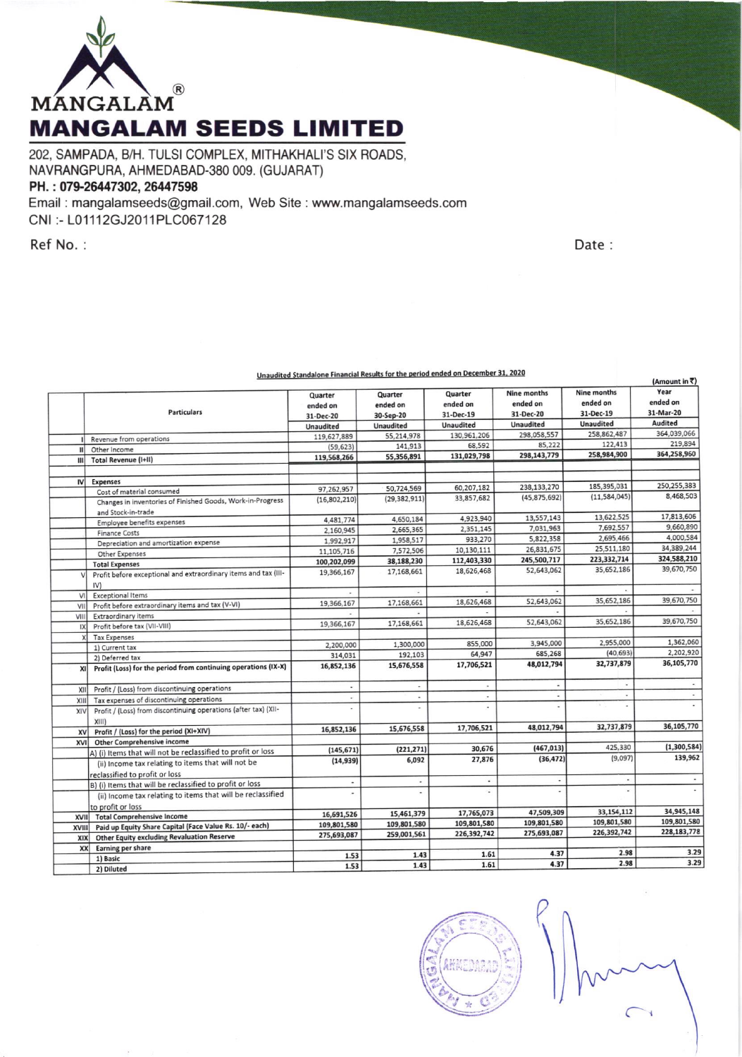# MANGALAM SEEDS LIMITED

202, SAMPADA, B/H. TULSI COMPLEX, MITHAKHALI'S SIX ROADS, NAVRANGPURA, AHMEDABAD-380 009. (GUJARAT)

**PH. : 079-26447302, 26447598**

Email : mangalamseeds@gmail.com, Web Site : www.mangalamseeds.com

CNI :- L01112GJ2011PLC067128

Ref No. :

Date :

**Unaudited Standalone Financial Results for the period ended on December 31, 2020**

(Amount in ₹)

| | Particulars | Quarter ended on 31-Dec-20 | Quarter ended on 30-Sep-20 | Quarter ended on 31-Dec-19 | Nine months ended on 31-Dec-20 | Nine months ended on 31-Dec-19 | Year ended on 31-Mar-20 |
|---|---|---|---|---|---|---|---|
| | | Unaudited | Unaudited | Unaudited | Unaudited | Unaudited | Audited |
| I | Revenue from operations | 119,627,889 | 55,214,978 | 130,961,206 | 298,058,557 | 258,862,487 | 364,039,066 |
| II | Other Income | (59,623) | 141,913 | 68,592 | 85,222 | 122,413 | 219,894 |
| III | Total Revenue (I+II) | 119,568,266 | 55,356,891 | 131,029,798 | 298,143,779 | 258,984,900 | 364,258,960 |
| IV | Expenses | | | | | | |
| | Cost of material consumed | 97,262,957 | 50,724,569 | 60,207,182 | 238,133,270 | 185,395,031 | 250,255,383 |
| | Changes in inventories of Finished Goods, Work-in-Progress and Stock-in-trade | (16,802,210) | (29,382,911) | 33,857,682 | (45,875,692) | (11,584,045) | 8,468,503 |
| | Employee benefits expenses | 4,481,774 | 4,650,184 | 4,923,940 | 13,557,143 | 13,622,525 | 17,813,606 |
| | Finance Costs | 2,160,945 | 2,665,365 | 2,351,145 | 7,031,963 | 7,692,557 | 9,660,890 |
| | Depreciation and amortization expense | 1,992,917 | 1,958,517 | 933,270 | 5,822,358 | 2,695,466 | 4,000,584 |
| | Other Expenses | 11,105,716 | 7,572,506 | 10,130,111 | 26,831,675 | 25,511,180 | 34,389,244 |
| | Total Expenses | 100,202,099 | 38,188,230 | 112,403,330 | 245,500,717 | 223,332,714 | 324,588,210 |
| V | Profit before exceptional and extraordinary items and tax (III-IV) | 19,366,167 | 17,168,661 | 18,626,468 | 52,643,062 | 35,652,186 | 39,670,750 |
| VI | Exceptional Items | - | - | - | - | - | - |
| VII | Profit before extraordinary items and tax (V-VI) | 19,366,167 | 17,168,661 | 18,626,468 | 52,643,062 | 35,652,186 | 39,670,750 |
| VIII | Extraordinary items | - | - | - | - | - | - |
| IX | Profit before tax (VII-VIII) | 19,366,167 | 17,168,661 | 18,626,468 | 52,643,062 | 35,652,186 | 39,670,750 |
| X | Tax Expenses | | | | | | |
| | 1) Current tax | 2,200,000 | 1,300,000 | 855,000 | 3,945,000 | 2,955,000 | 1,362,060 |
| | 2) Deferred tax | 314,031 | 192,103 | 64,947 | 685,268 | (40,693) | 2,202,920 |
| XI | Profit (Loss) for the period from continuing operations (IX-X) | 16,852,136 | 15,676,558 | 17,706,521 | 48,012,794 | 32,737,879 | 36,105,770 |
| XII | Profit / (Loss) from discontinuing operations | - | - | - | - | - | - |
| XIII | Tax expenses of discontinuing operations | - | - | - | - | - | - |
| XIV | Profit / (Loss) from discontinuing operations (after tax) (XII-XIII) | - | - | - | - | - | - |
| XV | Profit / (Loss) for the period (XI+XIV) | 16,852,136 | 15,676,558 | 17,706,521 | 48,012,794 | 32,737,879 | 36,105,770 |
| XVI | Other Comprehensive Income | | | | | | |
| | A) (i) Items that will not be reclassified to profit or loss | (145,671) | (221,271) | 30,676 | (467,013) | 425,330 | (1,300,584) |
| | (ii) Income tax relating to items that will not be reclassified to profit or loss | (14,939) | 6,092 | 27,876 | (36,472) | (9,097) | 139,962 |
| | B) (i) Items that will be reclassified to profit or loss | - | - | - | - | - | - |
| | (ii) Income tax relating to items that will be reclassified to profit or loss | - | - | - | - | - | - |
| XVII | Total Comprehensive Income | 16,691,526 | 15,461,379 | 17,765,073 | 47,509,309 | 33,154,112 | 34,945,148 |
| XVIII | Paid up Equity Share Capital (Face Value Rs. 10/- each) | 109,801,580 | 109,801,580 | 109,801,580 | 109,801,580 | 109,801,580 | 109,801,580 |
| XIX | Other Equity excluding Revaluation Reserve | 275,693,087 | 259,001,561 | 226,392,742 | 275,693,087 | 226,392,742 | 228,183,778 |
| XX | Earning per share | | | | | | |
| | 1) Basic | 1.53 | 1.43 | 1.61 | 4.37 | 2.98 | 3.29 |
| | 2) Diluted | 1.53 | 1.43 | 1.61 | 4.37 | 2.98 | 3.29 |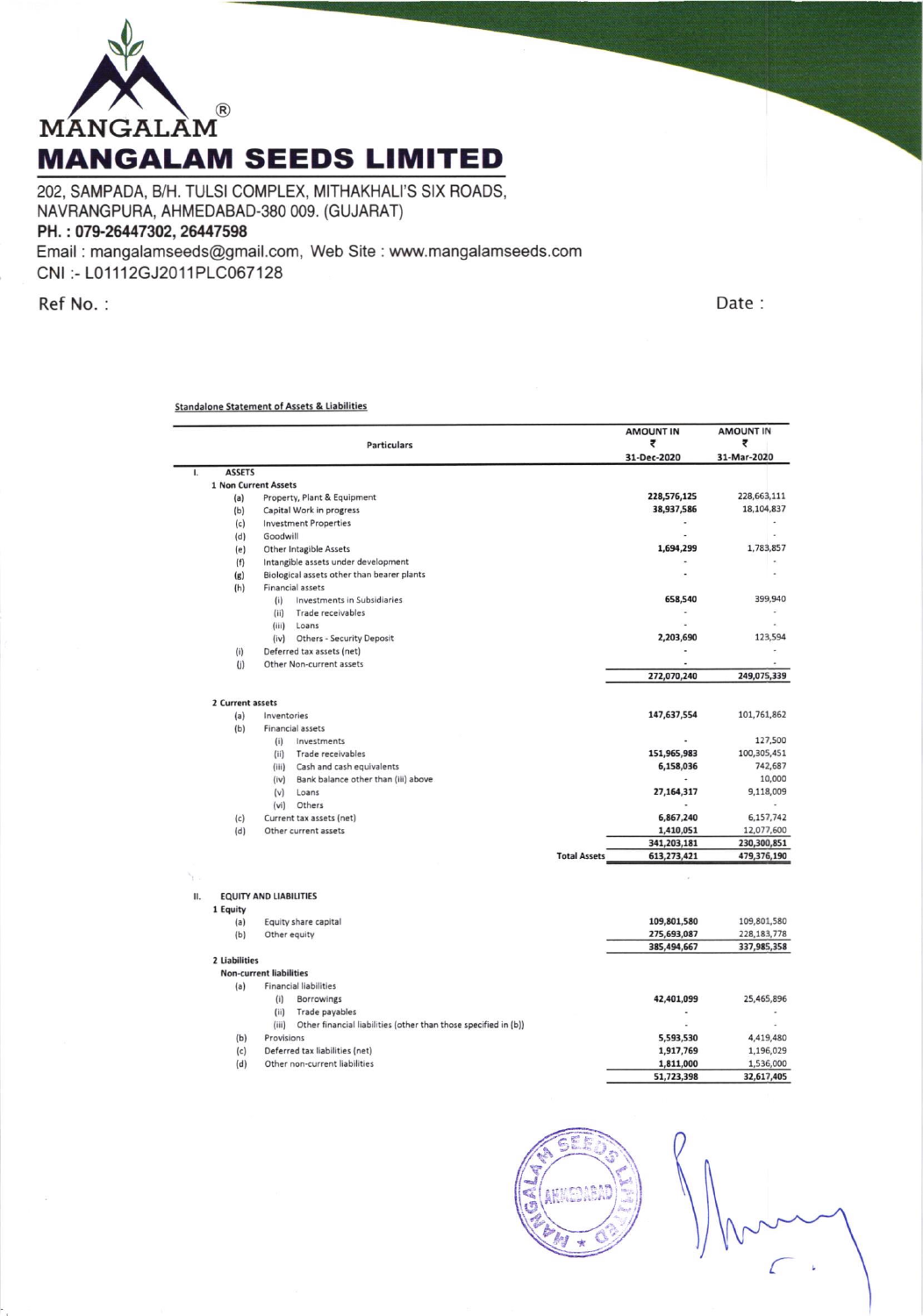# MANGALAM SEEDS LIMITED

202, SAMPADA, B/H. TULSI COMPLEX, MITHAKHALI'S SIX ROADS, NAVRANGPURA, AHMEDABAD-380 009. (GUJARAT)

**PH. : 079-26447302, 26447598**

Email : mangalamseeds@gmail.com, Web Site : www.mangalamseeds.com

CNI :- L01112GJ2011PLC067128

Ref No. : 

Date :

**Standalone Statement of Assets & Liabilities**

| Particulars | | | | AMOUNT IN ₹ 31-Dec-2020 | AMOUNT IN ₹ 31-Mar-2020 |
|---|---|---|---|---|---|
| I. | ASSETS | | | | |
| | 1 Non Current Assets | | | | |
| | (a) | Property, Plant & Equipment | | 228,576,125 | 228,663,111 |
| | (b) | Capital Work in progress | | 38,937,586 | 18,104,837 |
| | (c) | Investment Properties | | - | - |
| | (d) | Goodwill | | - | - |
| | (e) | Other Intagible Assets | | 1,694,299 | 1,783,857 |
| | (f) | Intangible assets under development | | - | - |
| | (g) | Biological assets other than bearer plants | | - | - |
| | (h) | Financial assets | | | |
| | | (i) Investments in Subsidiaries | | 658,540 | 399,940 |
| | | (ii) Trade receivables | | - | - |
| | | (iii) Loans | | - | - |
| | | (iv) Others - Security Deposit | | 2,203,690 | 123,594 |
| | (i) | Deferred tax assets (net) | | - | - |
| | (j) | Other Non-current assets | | - | - |
| | | | | 272,070,240 | 249,075,339 |
| | 2 Current assets | | | | |
| | (a) | Inventories | | 147,637,554 | 101,761,862 |
| | (b) | Financial assets | | | |
| | | (i) Investments | | - | 127,500 |
| | | (ii) Trade receivables | | 151,965,983 | 100,305,451 |
| | | (iii) Cash and cash equivalents | | 6,158,036 | 742,687 |
| | | (iv) Bank balance other than (iii) above | | - | 10,000 |
| | | (v) Loans | | 27,164,317 | 9,118,009 |
| | | (vi) Others | | - | - |
| | (c) | Current tax assets (net) | | 6,867,240 | 6,157,742 |
| | (d) | Other current assets | | 1,410,051 | 12,077,600 |
| | | | | 341,203,181 | 230,300,851 |
| | | | Total Assets | 613,273,421 | 479,376,190 |
| II. | EQUITY AND LIABILITIES | | | | |
| | 1 Equity | | | | |
| | (a) | Equity share capital | | 109,801,580 | 109,801,580 |
| | (b) | Other equity | | 275,693,087 | 228,183,778 |
| | | | | 385,494,667 | 337,985,358 |
| | 2 Liabilities | | | | |
| | Non-current liabilities | | | | |
| | (a) | Financial liabilities | | | |
| | | (i) Borrowings | | 42,401,099 | 25,465,896 |
| | | (ii) Trade payables | | - | - |
| | | (iii) Other financial liabilities (other than those specified in (b)) | | - | - |
| | (b) | Provisions | | 5,593,530 | 4,419,480 |
| | (c) | Deferred tax liabilities (net) | | 1,917,769 | 1,196,029 |
| | (d) | Other non-current liabilities | | 1,811,000 | 1,536,000 |
| | | | | 51,723,398 | 32,617,405 |